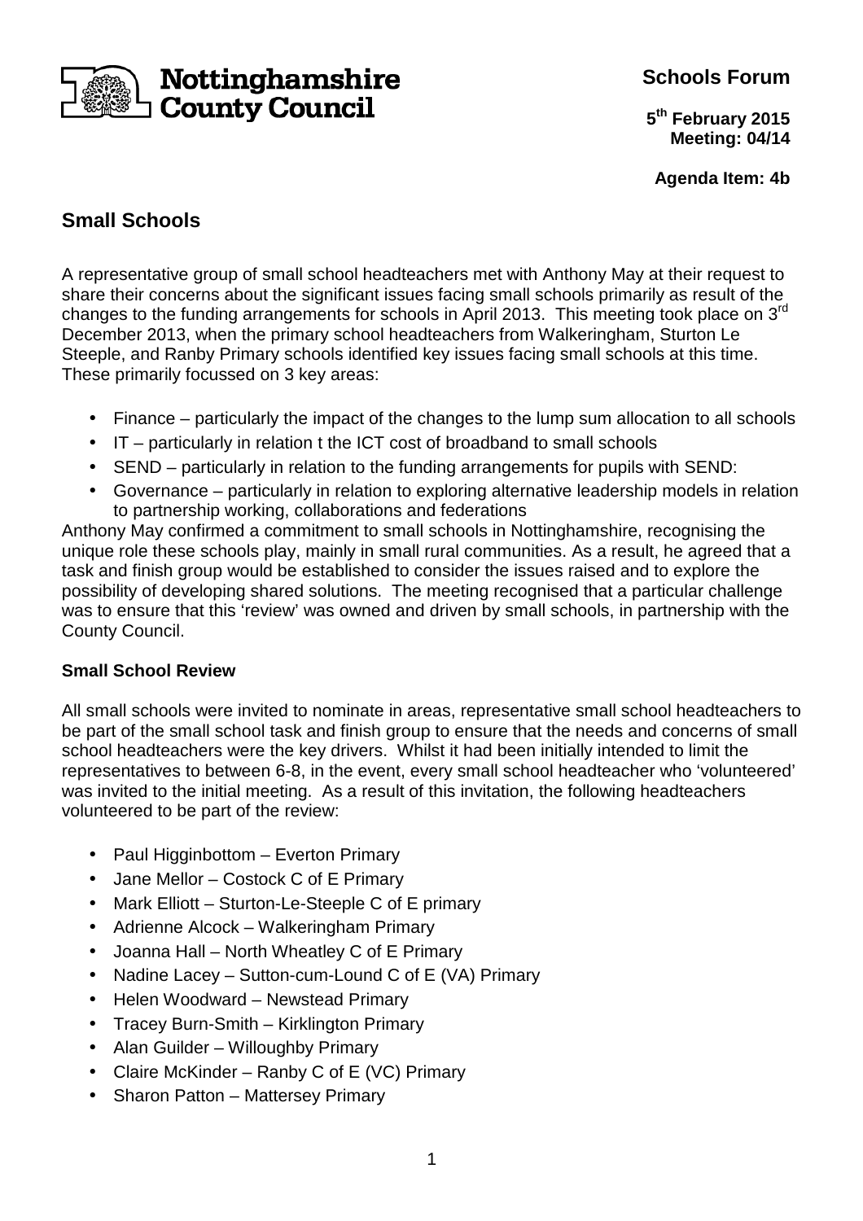Nottinghamshire County Council

**Schools Forum**

**5th February 2015**
**Meeting: 04/14**

**Agenda Item: 4b**

# Small Schools

A representative group of small school headteachers met with Anthony May at their request to share their concerns about the significant issues facing small schools primarily as result of the changes to the funding arrangements for schools in April 2013. This meeting took place on 3rd December 2013, when the primary school headteachers from Walkeringham, Sturton Le Steeple, and Ranby Primary schools identified key issues facing small schools at this time. These primarily focussed on 3 key areas:

- Finance – particularly the impact of the changes to the lump sum allocation to all schools
- IT – particularly in relation t the ICT cost of broadband to small schools
- SEND – particularly in relation to the funding arrangements for pupils with SEND:
- Governance – particularly in relation to exploring alternative leadership models in relation to partnership working, collaborations and federations

Anthony May confirmed a commitment to small schools in Nottinghamshire, recognising the unique role these schools play, mainly in small rural communities. As a result, he agreed that a task and finish group would be established to consider the issues raised and to explore the possibility of developing shared solutions. The meeting recognised that a particular challenge was to ensure that this 'review' was owned and driven by small schools, in partnership with the County Council.

### Small School Review

All small schools were invited to nominate in areas, representative small school headteachers to be part of the small school task and finish group to ensure that the needs and concerns of small school headteachers were the key drivers. Whilst it had been initially intended to limit the representatives to between 6-8, in the event, every small school headteacher who 'volunteered' was invited to the initial meeting. As a result of this invitation, the following headteachers volunteered to be part of the review:

- Paul Higginbottom – Everton Primary
- Jane Mellor – Costock C of E Primary
- Mark Elliott – Sturton-Le-Steeple C of E primary
- Adrienne Alcock – Walkeringham Primary
- Joanna Hall – North Wheatley C of E Primary
- Nadine Lacey – Sutton-cum-Lound C of E (VA) Primary
- Helen Woodward – Newstead Primary
- Tracey Burn-Smith – Kirklington Primary
- Alan Guilder – Willoughby Primary
- Claire McKinder – Ranby C of E (VC) Primary
- Sharon Patton – Mattersey Primary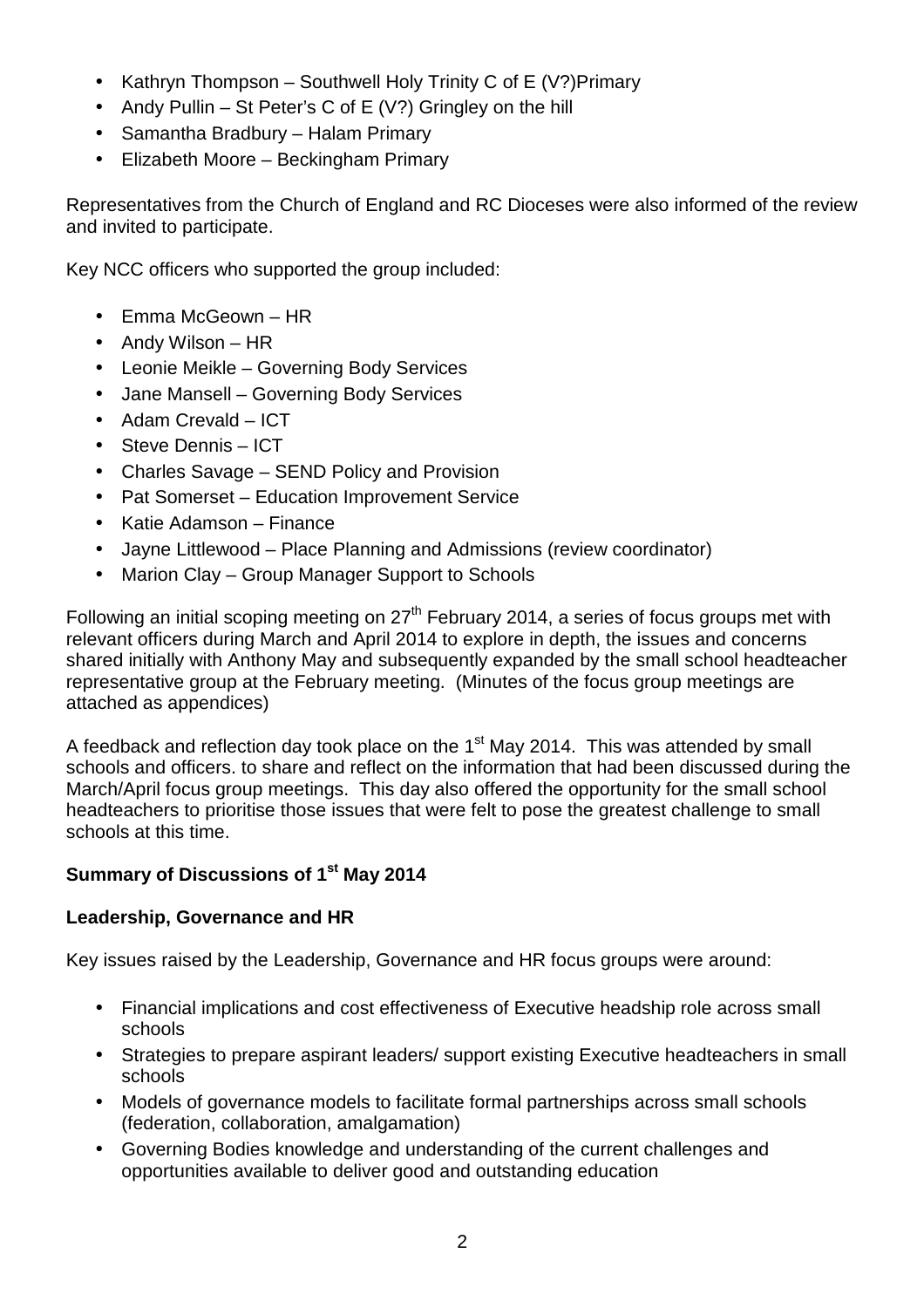- Kathryn Thompson – Southwell Holy Trinity C of E (V?)Primary
- Andy Pullin – St Peter's C of E (V?) Gringley on the hill
- Samantha Bradbury – Halam Primary
- Elizabeth Moore – Beckingham Primary

Representatives from the Church of England and RC Dioceses were also informed of the review and invited to participate.

Key NCC officers who supported the group included:

- Emma McGeown – HR
- Andy Wilson – HR
- Leonie Meikle – Governing Body Services
- Jane Mansell – Governing Body Services
- Adam Crevald – ICT
- Steve Dennis – ICT
- Charles Savage – SEND Policy and Provision
- Pat Somerset – Education Improvement Service
- Katie Adamson – Finance
- Jayne Littlewood – Place Planning and Admissions (review coordinator)
- Marion Clay – Group Manager Support to Schools

Following an initial scoping meeting on 27th February 2014, a series of focus groups met with relevant officers during March and April 2014 to explore in depth, the issues and concerns shared initially with Anthony May and subsequently expanded by the small school headteacher representative group at the February meeting. (Minutes of the focus group meetings are attached as appendices)

A feedback and reflection day took place on the 1st May 2014. This was attended by small schools and officers. to share and reflect on the information that had been discussed during the March/April focus group meetings. This day also offered the opportunity for the small school headteachers to prioritise those issues that were felt to pose the greatest challenge to small schools at this time.

**Summary of Discussions of 1st May 2014**

**Leadership, Governance and HR**

Key issues raised by the Leadership, Governance and HR focus groups were around:

- Financial implications and cost effectiveness of Executive headship role across small schools
- Strategies to prepare aspirant leaders/ support existing Executive headteachers in small schools
- Models of governance models to facilitate formal partnerships across small schools (federation, collaboration, amalgamation)
- Governing Bodies knowledge and understanding of the current challenges and opportunities available to deliver good and outstanding education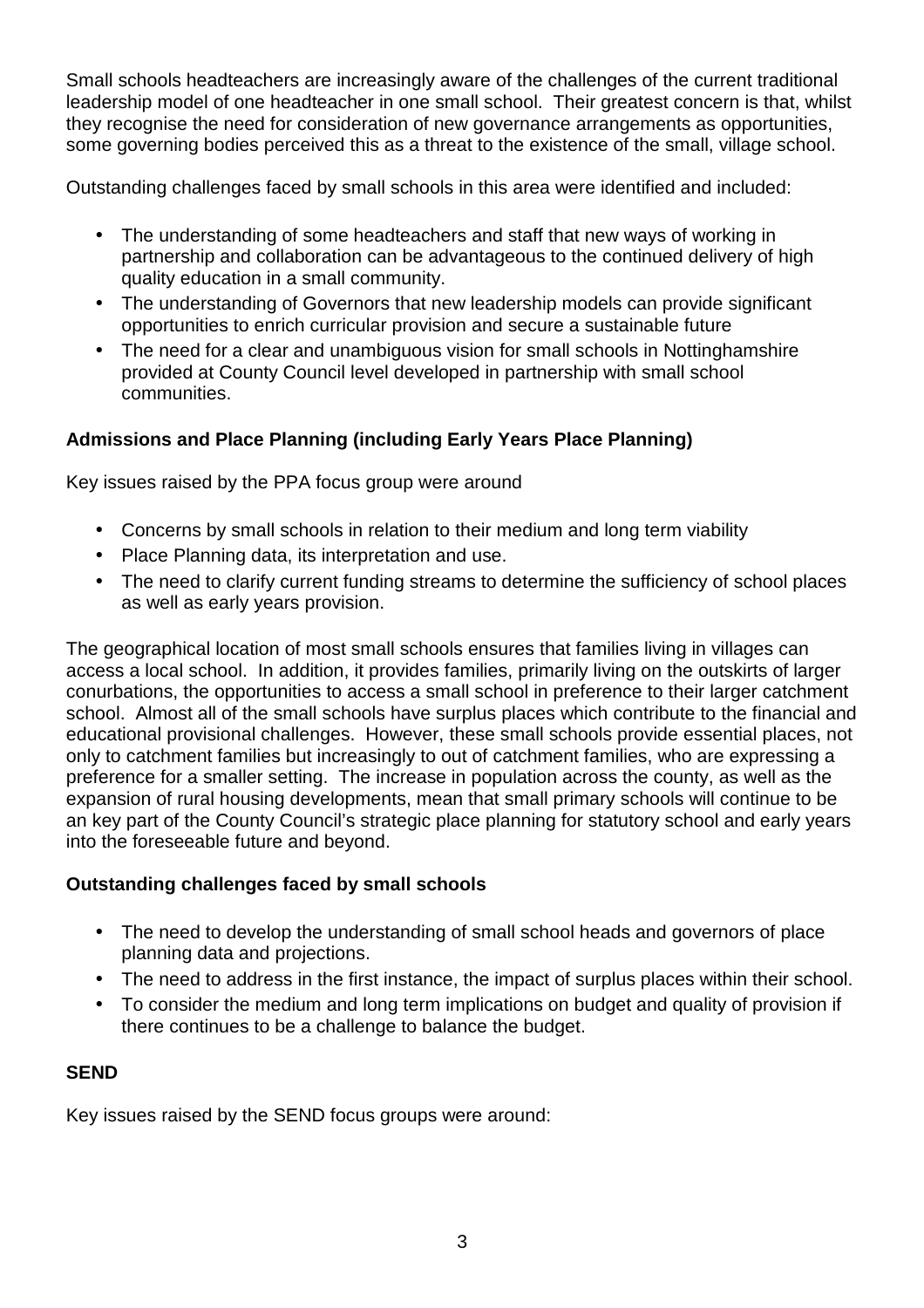Small schools headteachers are increasingly aware of the challenges of the current traditional leadership model of one headteacher in one small school. Their greatest concern is that, whilst they recognise the need for consideration of new governance arrangements as opportunities, some governing bodies perceived this as a threat to the existence of the small, village school.

Outstanding challenges faced by small schools in this area were identified and included:

- The understanding of some headteachers and staff that new ways of working in partnership and collaboration can be advantageous to the continued delivery of high quality education in a small community.
- The understanding of Governors that new leadership models can provide significant opportunities to enrich curricular provision and secure a sustainable future
- The need for a clear and unambiguous vision for small schools in Nottinghamshire provided at County Council level developed in partnership with small school communities.

**Admissions and Place Planning (including Early Years Place Planning)**

Key issues raised by the PPA focus group were around

- Concerns by small schools in relation to their medium and long term viability
- Place Planning data, its interpretation and use.
- The need to clarify current funding streams to determine the sufficiency of school places as well as early years provision.

The geographical location of most small schools ensures that families living in villages can access a local school. In addition, it provides families, primarily living on the outskirts of larger conurbations, the opportunities to access a small school in preference to their larger catchment school. Almost all of the small schools have surplus places which contribute to the financial and educational provisional challenges. However, these small schools provide essential places, not only to catchment families but increasingly to out of catchment families, who are expressing a preference for a smaller setting. The increase in population across the county, as well as the expansion of rural housing developments, mean that small primary schools will continue to be an key part of the County Council's strategic place planning for statutory school and early years into the foreseeable future and beyond.

**Outstanding challenges faced by small schools**

- The need to develop the understanding of small school heads and governors of place planning data and projections.
- The need to address in the first instance, the impact of surplus places within their school.
- To consider the medium and long term implications on budget and quality of provision if there continues to be a challenge to balance the budget.

**SEND**

Key issues raised by the SEND focus groups were around: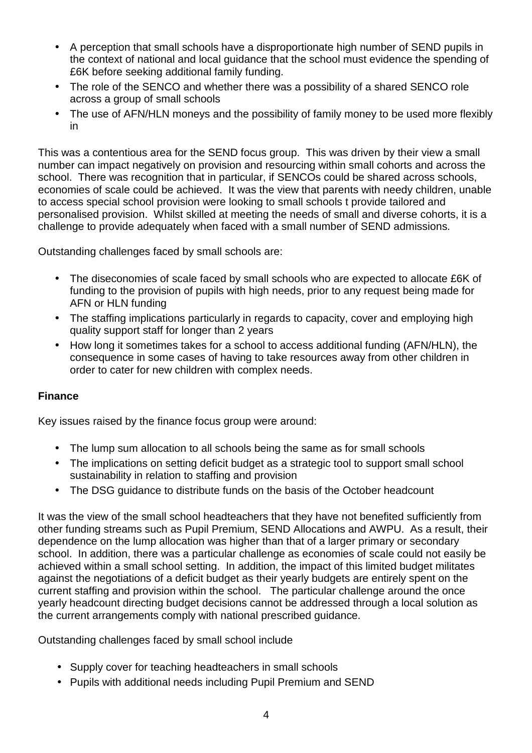- A perception that small schools have a disproportionate high number of SEND pupils in the context of national and local guidance that the school must evidence the spending of £6K before seeking additional family funding.
- The role of the SENCO and whether there was a possibility of a shared SENCO role across a group of small schools
- The use of AFN/HLN moneys and the possibility of family money to be used more flexibly in

This was a contentious area for the SEND focus group. This was driven by their view a small number can impact negatively on provision and resourcing within small cohorts and across the school. There was recognition that in particular, if SENCOs could be shared across schools, economies of scale could be achieved. It was the view that parents with needy children, unable to access special school provision were looking to small schools t provide tailored and personalised provision. Whilst skilled at meeting the needs of small and diverse cohorts, it is a challenge to provide adequately when faced with a small number of SEND admissions.

Outstanding challenges faced by small schools are:

- The diseconomies of scale faced by small schools who are expected to allocate £6K of funding to the provision of pupils with high needs, prior to any request being made for AFN or HLN funding
- The staffing implications particularly in regards to capacity, cover and employing high quality support staff for longer than 2 years
- How long it sometimes takes for a school to access additional funding (AFN/HLN), the consequence in some cases of having to take resources away from other children in order to cater for new children with complex needs.

**Finance**

Key issues raised by the finance focus group were around:

- The lump sum allocation to all schools being the same as for small schools
- The implications on setting deficit budget as a strategic tool to support small school sustainability in relation to staffing and provision
- The DSG guidance to distribute funds on the basis of the October headcount

It was the view of the small school headteachers that they have not benefited sufficiently from other funding streams such as Pupil Premium, SEND Allocations and AWPU. As a result, their dependence on the lump allocation was higher than that of a larger primary or secondary school. In addition, there was a particular challenge as economies of scale could not easily be achieved within a small school setting. In addition, the impact of this limited budget militates against the negotiations of a deficit budget as their yearly budgets are entirely spent on the current staffing and provision within the school. The particular challenge around the once yearly headcount directing budget decisions cannot be addressed through a local solution as the current arrangements comply with national prescribed guidance.

Outstanding challenges faced by small school include

- Supply cover for teaching headteachers in small schools
- Pupils with additional needs including Pupil Premium and SEND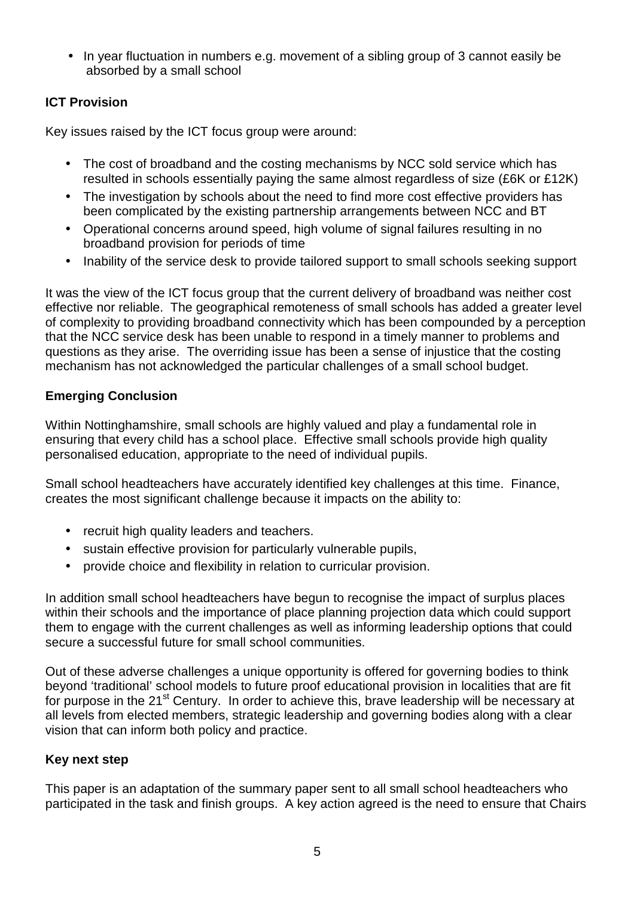- In year fluctuation in numbers e.g. movement of a sibling group of 3 cannot easily be absorbed by a small school

**ICT Provision**

Key issues raised by the ICT focus group were around:

- The cost of broadband and the costing mechanisms by NCC sold service which has resulted in schools essentially paying the same almost regardless of size (£6K or £12K)
- The investigation by schools about the need to find more cost effective providers has been complicated by the existing partnership arrangements between NCC and BT
- Operational concerns around speed, high volume of signal failures resulting in no broadband provision for periods of time
- Inability of the service desk to provide tailored support to small schools seeking support

It was the view of the ICT focus group that the current delivery of broadband was neither cost effective nor reliable. The geographical remoteness of small schools has added a greater level of complexity to providing broadband connectivity which has been compounded by a perception that the NCC service desk has been unable to respond in a timely manner to problems and questions as they arise. The overriding issue has been a sense of injustice that the costing mechanism has not acknowledged the particular challenges of a small school budget.

**Emerging Conclusion**

Within Nottinghamshire, small schools are highly valued and play a fundamental role in ensuring that every child has a school place. Effective small schools provide high quality personalised education, appropriate to the need of individual pupils.

Small school headteachers have accurately identified key challenges at this time. Finance, creates the most significant challenge because it impacts on the ability to:

- recruit high quality leaders and teachers.
- sustain effective provision for particularly vulnerable pupils,
- provide choice and flexibility in relation to curricular provision.

In addition small school headteachers have begun to recognise the impact of surplus places within their schools and the importance of place planning projection data which could support them to engage with the current challenges as well as informing leadership options that could secure a successful future for small school communities.

Out of these adverse challenges a unique opportunity is offered for governing bodies to think beyond 'traditional' school models to future proof educational provision in localities that are fit for purpose in the 21st Century. In order to achieve this, brave leadership will be necessary at all levels from elected members, strategic leadership and governing bodies along with a clear vision that can inform both policy and practice.

**Key next step**

This paper is an adaptation of the summary paper sent to all small school headteachers who participated in the task and finish groups. A key action agreed is the need to ensure that Chairs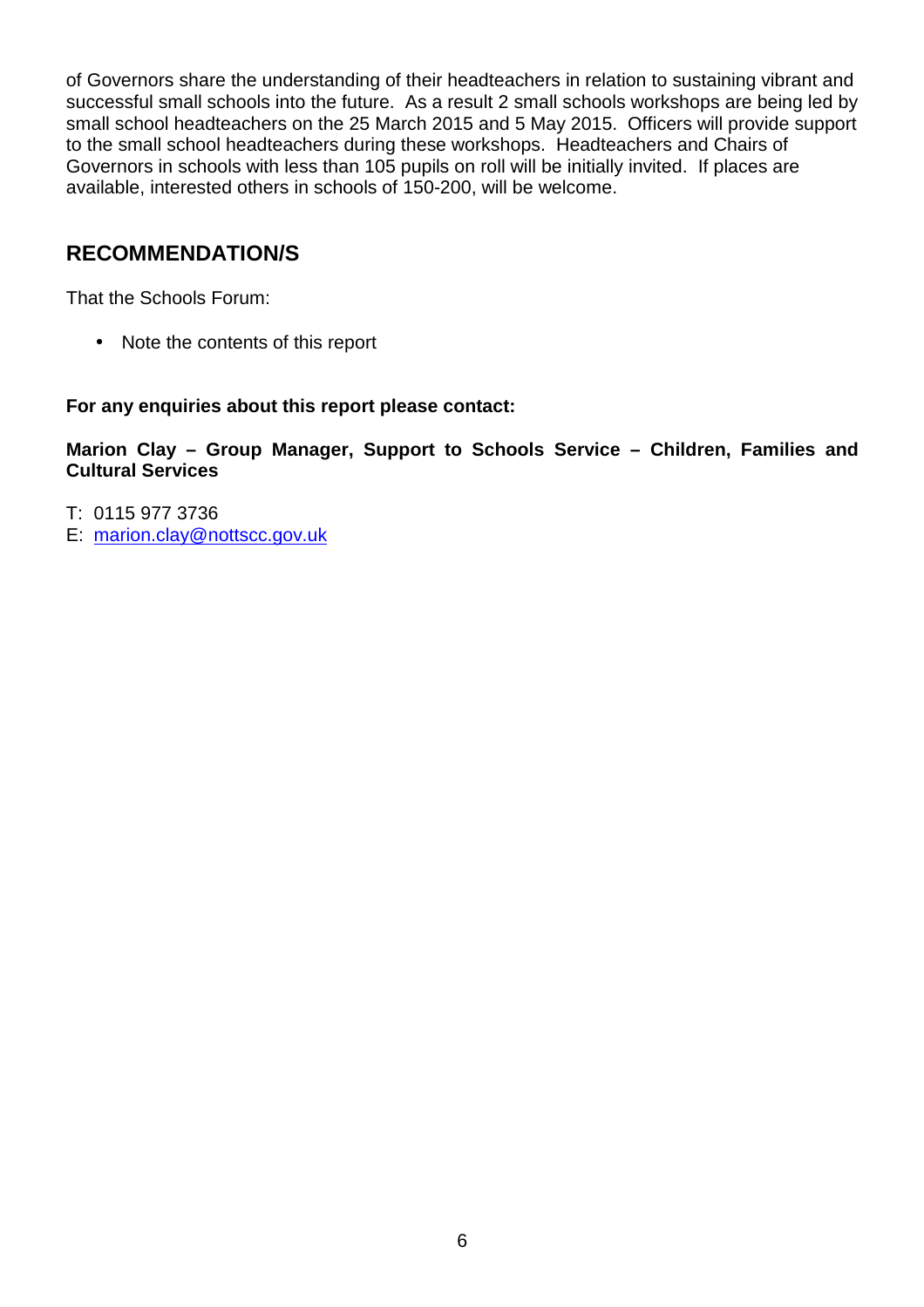of Governors share the understanding of their headteachers in relation to sustaining vibrant and successful small schools into the future. As a result 2 small schools workshops are being led by small school headteachers on the 25 March 2015 and 5 May 2015. Officers will provide support to the small school headteachers during these workshops. Headteachers and Chairs of Governors in schools with less than 105 pupils on roll will be initially invited. If places are available, interested others in schools of 150-200, will be welcome.

## RECOMMENDATION/S

That the Schools Forum:

- Note the contents of this report

**For any enquiries about this report please contact:**

**Marion Clay – Group Manager, Support to Schools Service – Children, Families and Cultural Services**

T: 0115 977 3736
E: marion.clay@nottscc.gov.uk